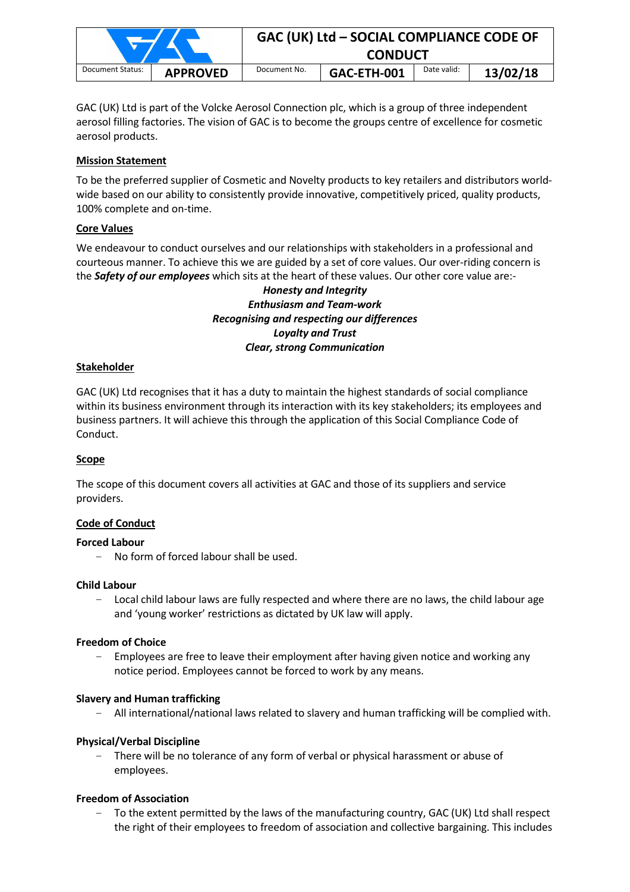| | GAC (UK) Ltd – SOCIAL COMPLIANCE CODE OF CONDUCT | | | | |
|---|---|---|---|---|---|
| Document Status: | **APPROVED** | Document No. | **GAC-ETH-001** | Date valid: | **13/02/18** |

GAC (UK) Ltd is part of the Volcke Aerosol Connection plc, which is a group of three independent aerosol filling factories. The vision of GAC is to become the groups centre of excellence for cosmetic aerosol products.

## Mission Statement

To be the preferred supplier of Cosmetic and Novelty products to key retailers and distributors world-wide based on our ability to consistently provide innovative, competitively priced, quality products, 100% complete and on-time.

## Core Values

We endeavour to conduct ourselves and our relationships with stakeholders in a professional and courteous manner. To achieve this we are guided by a set of core values. Our over-riding concern is the ***Safety of our employees*** which sits at the heart of these values. Our other core value are:-

***Honesty and Integrity***
***Enthusiasm and Team-work***
***Recognising and respecting our differences***
***Loyalty and Trust***
***Clear, strong Communication***

## Stakeholder

GAC (UK) Ltd recognises that it has a duty to maintain the highest standards of social compliance within its business environment through its interaction with its key stakeholders; its employees and business partners. It will achieve this through the application of this Social Compliance Code of Conduct.

## Scope

The scope of this document covers all activities at GAC and those of its suppliers and service providers.

## Code of Conduct

### Forced Labour

- No form of forced labour shall be used.

### Child Labour

- Local child labour laws are fully respected and where there are no laws, the child labour age and 'young worker' restrictions as dictated by UK law will apply.

### Freedom of Choice

- Employees are free to leave their employment after having given notice and working any notice period. Employees cannot be forced to work by any means.

### Slavery and Human trafficking

- All international/national laws related to slavery and human trafficking will be complied with.

### Physical/Verbal Discipline

- There will be no tolerance of any form of verbal or physical harassment or abuse of employees.

### Freedom of Association

- To the extent permitted by the laws of the manufacturing country, GAC (UK) Ltd shall respect the right of their employees to freedom of association and collective bargaining. This includes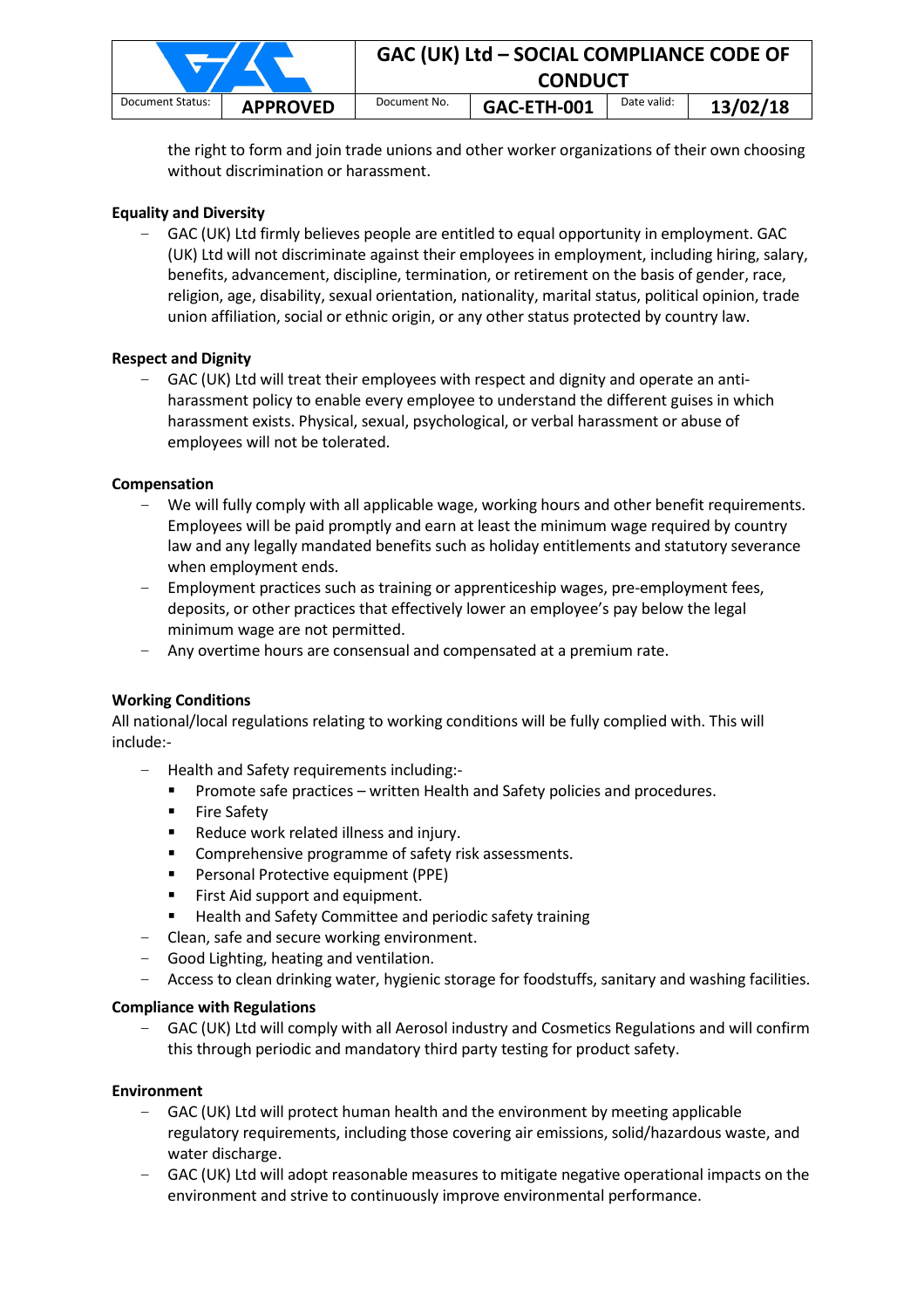the right to form and join trade unions and other worker organizations of their own choosing without discrimination or harassment.

**Equality and Diversity**

- GAC (UK) Ltd firmly believes people are entitled to equal opportunity in employment. GAC (UK) Ltd will not discriminate against their employees in employment, including hiring, salary, benefits, advancement, discipline, termination, or retirement on the basis of gender, race, religion, age, disability, sexual orientation, nationality, marital status, political opinion, trade union affiliation, social or ethnic origin, or any other status protected by country law.

**Respect and Dignity**

- GAC (UK) Ltd will treat their employees with respect and dignity and operate an anti-harassment policy to enable every employee to understand the different guises in which harassment exists. Physical, sexual, psychological, or verbal harassment or abuse of employees will not be tolerated.

**Compensation**

- We will fully comply with all applicable wage, working hours and other benefit requirements. Employees will be paid promptly and earn at least the minimum wage required by country law and any legally mandated benefits such as holiday entitlements and statutory severance when employment ends.
- Employment practices such as training or apprenticeship wages, pre-employment fees, deposits, or other practices that effectively lower an employee's pay below the legal minimum wage are not permitted.
- Any overtime hours are consensual and compensated at a premium rate.

**Working Conditions**

All national/local regulations relating to working conditions will be fully complied with. This will include:-

- Health and Safety requirements including:-
  - Promote safe practices – written Health and Safety policies and procedures.
  - Fire Safety
  - Reduce work related illness and injury.
  - Comprehensive programme of safety risk assessments.
  - Personal Protective equipment (PPE)
  - First Aid support and equipment.
  - Health and Safety Committee and periodic safety training
- Clean, safe and secure working environment.
- Good Lighting, heating and ventilation.
- Access to clean drinking water, hygienic storage for foodstuffs, sanitary and washing facilities.

**Compliance with Regulations**

- GAC (UK) Ltd will comply with all Aerosol industry and Cosmetics Regulations and will confirm this through periodic and mandatory third party testing for product safety.

**Environment**

- GAC (UK) Ltd will protect human health and the environment by meeting applicable regulatory requirements, including those covering air emissions, solid/hazardous waste, and water discharge.
- GAC (UK) Ltd will adopt reasonable measures to mitigate negative operational impacts on the environment and strive to continuously improve environmental performance.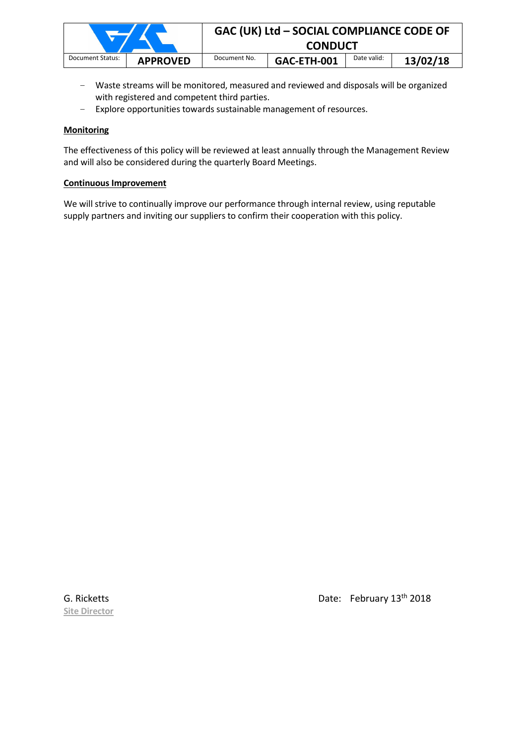- Waste streams will be monitored, measured and reviewed and disposals will be organized with registered and competent third parties.
- Explore opportunities towards sustainable management of resources.

**Monitoring**

The effectiveness of this policy will be reviewed at least annually through the Management Review and will also be considered during the quarterly Board Meetings.

**Continuous Improvement**

We will strive to continually improve our performance through internal review, using reputable supply partners and inviting our suppliers to confirm their cooperation with this policy.

G. Ricketts
Site Director

Date: February 13th 2018